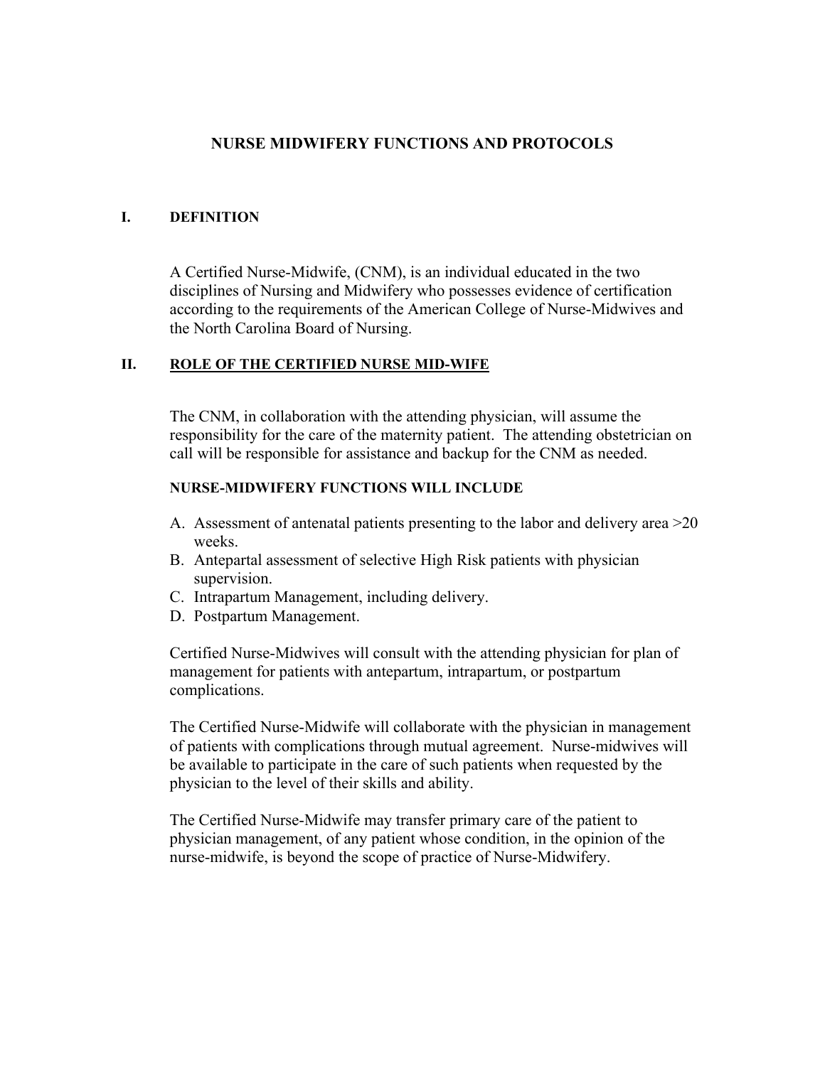# NURSE MIDWIFERY FUNCTIONS AND PROTOCOLS

## I. DEFINITION

A Certified Nurse-Midwife, (CNM), is an individual educated in the two disciplines of Nursing and Midwifery who possesses evidence of certification according to the requirements of the American College of Nurse-Midwives and the North Carolina Board of Nursing.

## II. ROLE OF THE CERTIFIED NURSE MID-WIFE

The CNM, in collaboration with the attending physician, will assume the responsibility for the care of the maternity patient. The attending obstetrician on call will be responsible for assistance and backup for the CNM as needed.

**NURSE-MIDWIFERY FUNCTIONS WILL INCLUDE**

A. Assessment of antenatal patients presenting to the labor and delivery area >20 weeks.
B. Antepartal assessment of selective High Risk patients with physician supervision.
C. Intrapartum Management, including delivery.
D. Postpartum Management.

Certified Nurse-Midwives will consult with the attending physician for plan of management for patients with antepartum, intrapartum, or postpartum complications.

The Certified Nurse-Midwife will collaborate with the physician in management of patients with complications through mutual agreement. Nurse-midwives will be available to participate in the care of such patients when requested by the physician to the level of their skills and ability.

The Certified Nurse-Midwife may transfer primary care of the patient to physician management, of any patient whose condition, in the opinion of the nurse-midwife, is beyond the scope of practice of Nurse-Midwifery.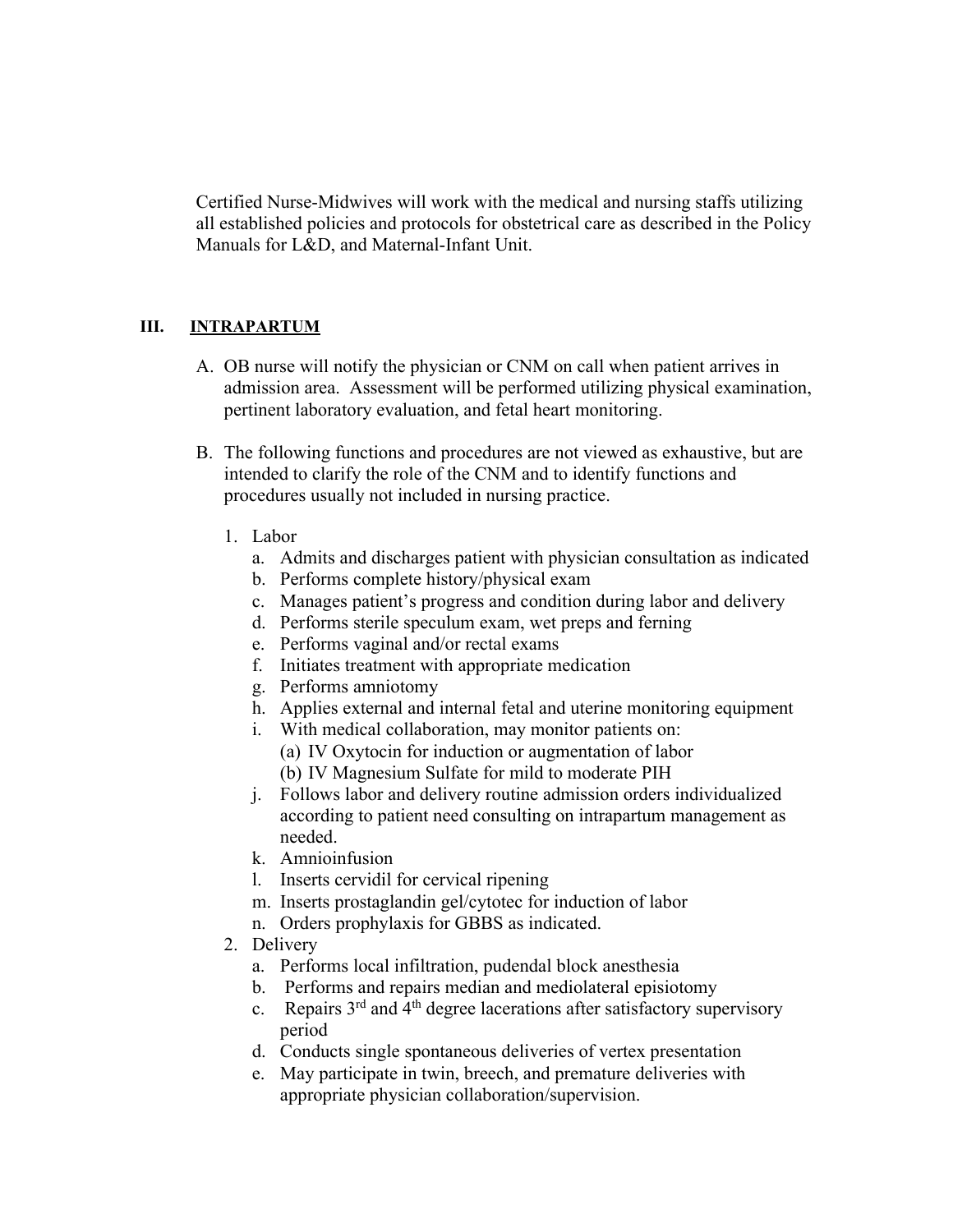Certified Nurse-Midwives will work with the medical and nursing staffs utilizing all established policies and protocols for obstetrical care as described in the Policy Manuals for L&D, and Maternal-Infant Unit.

## III. INTRAPARTUM

A. OB nurse will notify the physician or CNM on call when patient arrives in admission area. Assessment will be performed utilizing physical examination, pertinent laboratory evaluation, and fetal heart monitoring.

B. The following functions and procedures are not viewed as exhaustive, but are intended to clarify the role of the CNM and to identify functions and procedures usually not included in nursing practice.

1. Labor
   a. Admits and discharges patient with physician consultation as indicated
   b. Performs complete history/physical exam
   c. Manages patient's progress and condition during labor and delivery
   d. Performs sterile speculum exam, wet preps and ferning
   e. Performs vaginal and/or rectal exams
   f. Initiates treatment with appropriate medication
   g. Performs amniotomy
   h. Applies external and internal fetal and uterine monitoring equipment
   i. With medical collaboration, may monitor patients on:
      (a) IV Oxytocin for induction or augmentation of labor
      (b) IV Magnesium Sulfate for mild to moderate PIH
   j. Follows labor and delivery routine admission orders individualized according to patient need consulting on intrapartum management as needed.
   k. Amnioinfusion
   l. Inserts cervidil for cervical ripening
   m. Inserts prostaglandin gel/cytotec for induction of labor
   n. Orders prophylaxis for GBBS as indicated.
2. Delivery
   a. Performs local infiltration, pudendal block anesthesia
   b. Performs and repairs median and mediolateral episiotomy
   c. Repairs 3rd and 4th degree lacerations after satisfactory supervisory period
   d. Conducts single spontaneous deliveries of vertex presentation
   e. May participate in twin, breech, and premature deliveries with appropriate physician collaboration/supervision.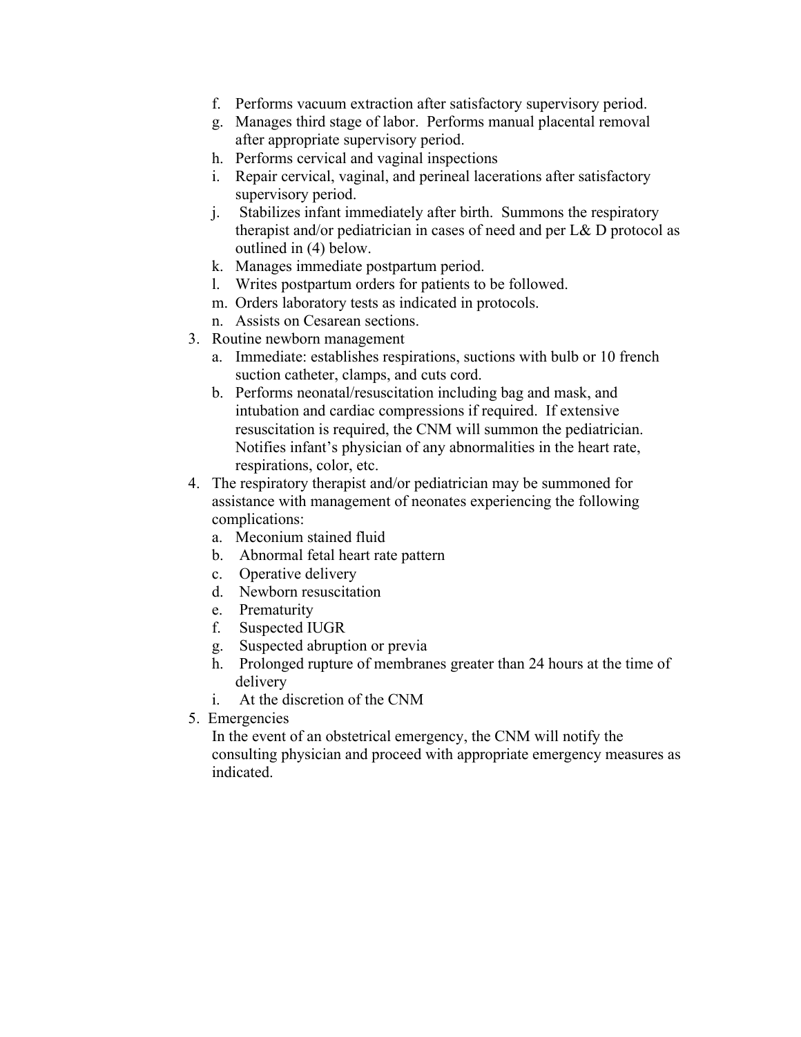f. Performs vacuum extraction after satisfactory supervisory period.
g. Manages third stage of labor. Performs manual placental removal after appropriate supervisory period.
h. Performs cervical and vaginal inspections
i. Repair cervical, vaginal, and perineal lacerations after satisfactory supervisory period.
j. Stabilizes infant immediately after birth. Summons the respiratory therapist and/or pediatrician in cases of need and per L& D protocol as outlined in (4) below.
k. Manages immediate postpartum period.
l. Writes postpartum orders for patients to be followed.
m. Orders laboratory tests as indicated in protocols.
n. Assists on Cesarean sections.

3. Routine newborn management
   a. Immediate: establishes respirations, suctions with bulb or 10 french suction catheter, clamps, and cuts cord.
   b. Performs neonatal/resuscitation including bag and mask, and intubation and cardiac compressions if required. If extensive resuscitation is required, the CNM will summon the pediatrician. Notifies infant's physician of any abnormalities in the heart rate, respirations, color, etc.
4. The respiratory therapist and/or pediatrician may be summoned for assistance with management of neonates experiencing the following complications:
   a. Meconium stained fluid
   b. Abnormal fetal heart rate pattern
   c. Operative delivery
   d. Newborn resuscitation
   e. Prematurity
   f. Suspected IUGR
   g. Suspected abruption or previa
   h. Prolonged rupture of membranes greater than 24 hours at the time of delivery
   i. At the discretion of the CNM
5. Emergencies

   In the event of an obstetrical emergency, the CNM will notify the consulting physician and proceed with appropriate emergency measures as indicated.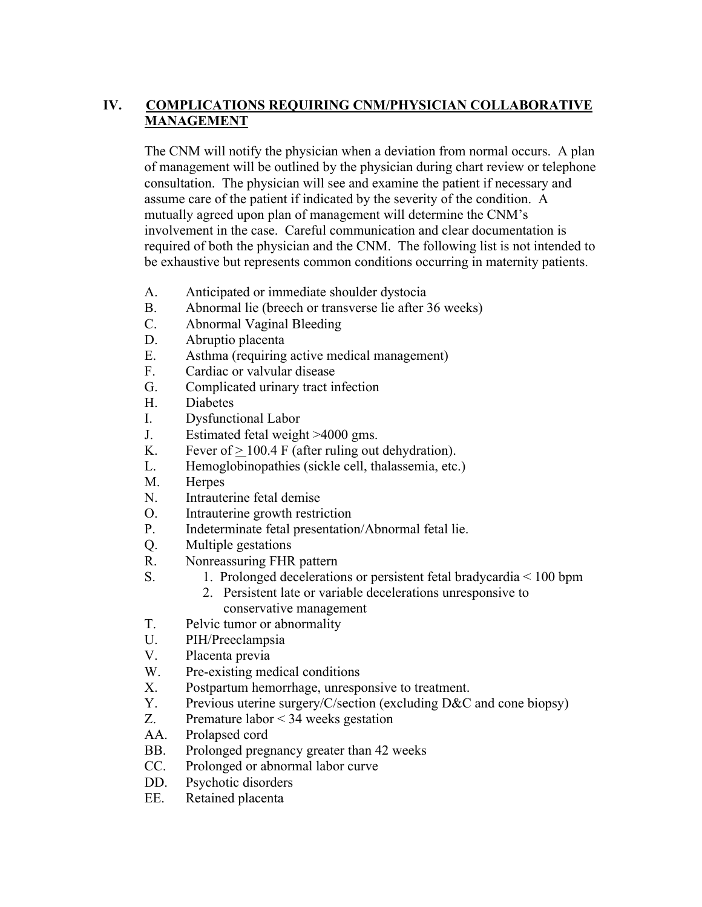## IV. COMPLICATIONS REQUIRING CNM/PHYSICIAN COLLABORATIVE MANAGEMENT

The CNM will notify the physician when a deviation from normal occurs. A plan of management will be outlined by the physician during chart review or telephone consultation. The physician will see and examine the patient if necessary and assume care of the patient if indicated by the severity of the condition. A mutually agreed upon plan of management will determine the CNM's involvement in the case. Careful communication and clear documentation is required of both the physician and the CNM. The following list is not intended to be exhaustive but represents common conditions occurring in maternity patients.

A. Anticipated or immediate shoulder dystocia
B. Abnormal lie (breech or transverse lie after 36 weeks)
C. Abnormal Vaginal Bleeding
D. Abruptio placenta
E. Asthma (requiring active medical management)
F. Cardiac or valvular disease
G. Complicated urinary tract infection
H. Diabetes
I. Dysfunctional Labor
J. Estimated fetal weight >4000 gms.
K. Fever of ≥ 100.4 F (after ruling out dehydration).
L. Hemoglobinopathies (sickle cell, thalassemia, etc.)
M. Herpes
N. Intrauterine fetal demise
O. Intrauterine growth restriction
P. Indeterminate fetal presentation/Abnormal fetal lie.
Q. Multiple gestations
R. Nonreassuring FHR pattern
S.
   1. Prolonged decelerations or persistent fetal bradycardia < 100 bpm
   2. Persistent late or variable decelerations unresponsive to conservative management
T. Pelvic tumor or abnormality
U. PIH/Preeclampsia
V. Placenta previa
W. Pre-existing medical conditions
X. Postpartum hemorrhage, unresponsive to treatment.
Y. Previous uterine surgery/C/section (excluding D&C and cone biopsy)
Z. Premature labor < 34 weeks gestation
AA. Prolapsed cord
BB. Prolonged pregnancy greater than 42 weeks
CC. Prolonged or abnormal labor curve
DD. Psychotic disorders
EE. Retained placenta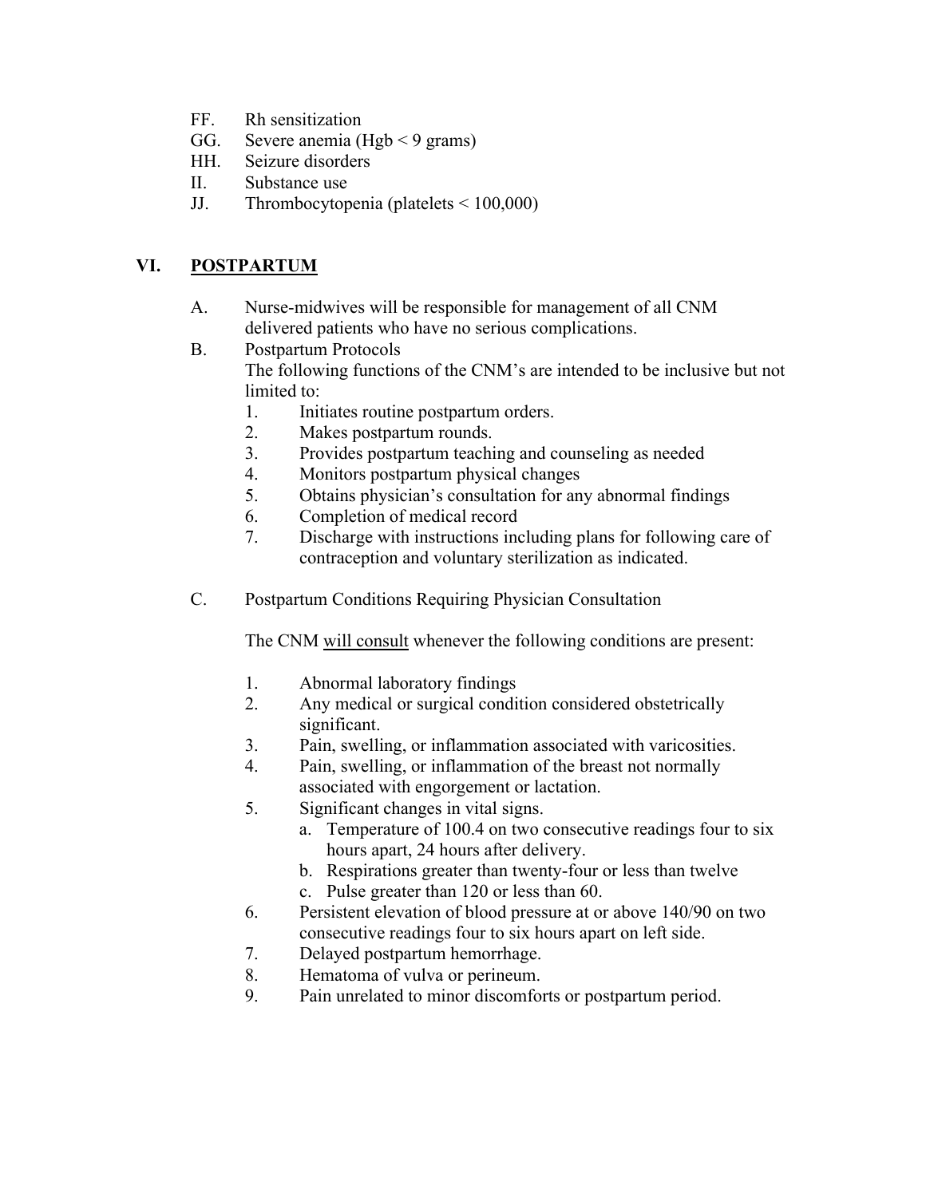FF. Rh sensitization
GG. Severe anemia (Hgb < 9 grams)
HH. Seizure disorders
II. Substance use
JJ. Thrombocytopenia (platelets < 100,000)

## VI. <u>POSTPARTUM</u>

A. Nurse-midwives will be responsible for management of all CNM delivered patients who have no serious complications.

B. Postpartum Protocols
The following functions of the CNM's are intended to be inclusive but not limited to:
   1. Initiates routine postpartum orders.
   2. Makes postpartum rounds.
   3. Provides postpartum teaching and counseling as needed
   4. Monitors postpartum physical changes
   5. Obtains physician's consultation for any abnormal findings
   6. Completion of medical record
   7. Discharge with instructions including plans for following care of contraception and voluntary sterilization as indicated.

C. Postpartum Conditions Requiring Physician Consultation

The CNM <u>will consult</u> whenever the following conditions are present:

   1. Abnormal laboratory findings
   2. Any medical or surgical condition considered obstetrically significant.
   3. Pain, swelling, or inflammation associated with varicosities.
   4. Pain, swelling, or inflammation of the breast not normally associated with engorgement or lactation.
   5. Significant changes in vital signs.
      a. Temperature of 100.4 on two consecutive readings four to six hours apart, 24 hours after delivery.
      b. Respirations greater than twenty-four or less than twelve
      c. Pulse greater than 120 or less than 60.
   6. Persistent elevation of blood pressure at or above 140/90 on two consecutive readings four to six hours apart on left side.
   7. Delayed postpartum hemorrhage.
   8. Hematoma of vulva or perineum.
   9. Pain unrelated to minor discomforts or postpartum period.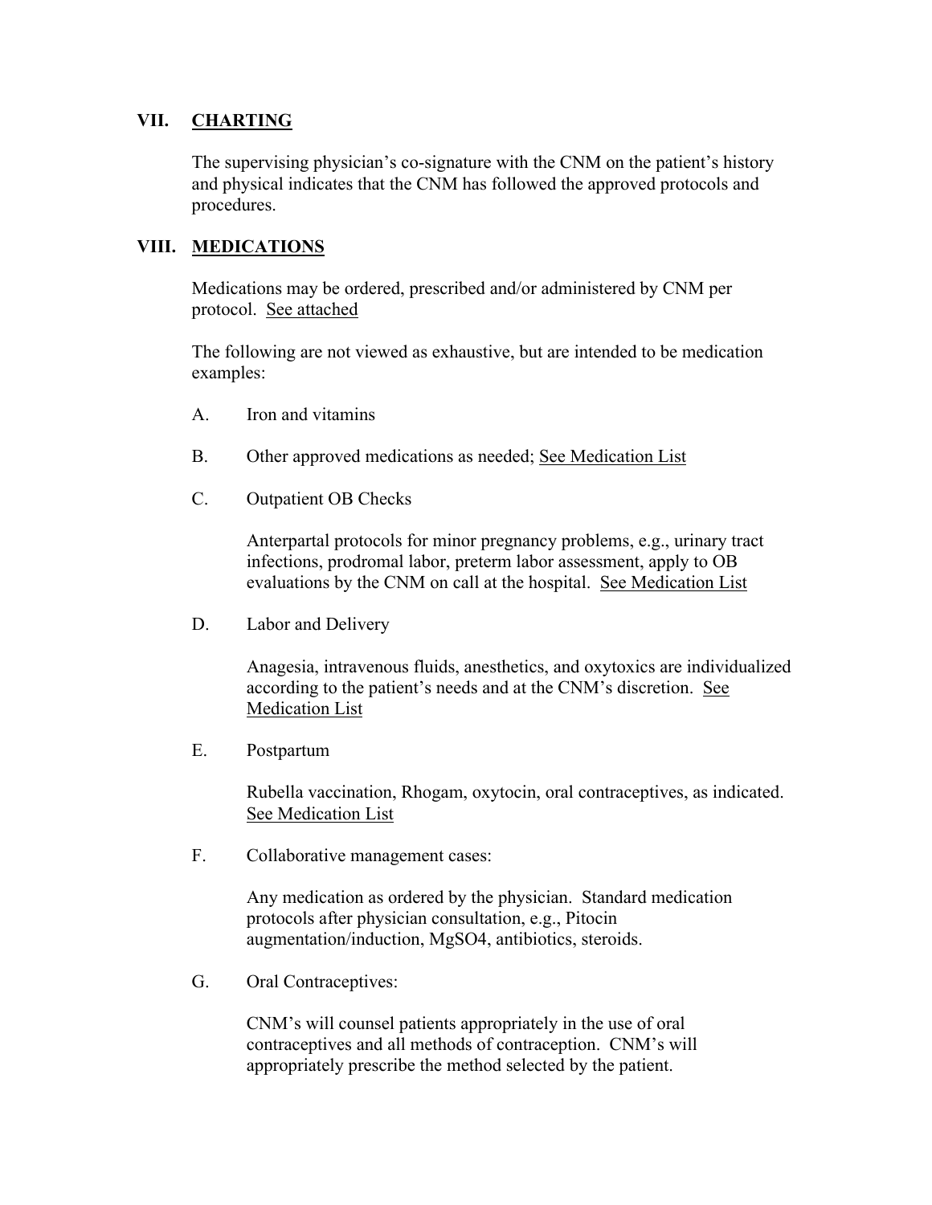## VII. <u>CHARTING</u>

The supervising physician's co-signature with the CNM on the patient's history and physical indicates that the CNM has followed the approved protocols and procedures.

## VIII. <u>MEDICATIONS</u>

Medications may be ordered, prescribed and/or administered by CNM per protocol. <u>See attached</u>

The following are not viewed as exhaustive, but are intended to be medication examples:

A. Iron and vitamins

B. Other approved medications as needed; <u>See Medication List</u>

C. Outpatient OB Checks

Anterpartal protocols for minor pregnancy problems, e.g., urinary tract infections, prodromal labor, preterm labor assessment, apply to OB evaluations by the CNM on call at the hospital. <u>See Medication List</u>

D. Labor and Delivery

Anagesia, intravenous fluids, anesthetics, and oxytoxics are individualized according to the patient's needs and at the CNM's discretion. <u>See Medication List</u>

E. Postpartum

Rubella vaccination, Rhogam, oxytocin, oral contraceptives, as indicated. <u>See Medication List</u>

F. Collaborative management cases:

Any medication as ordered by the physician. Standard medication protocols after physician consultation, e.g., Pitocin augmentation/induction, MgSO4, antibiotics, steroids.

G. Oral Contraceptives:

CNM's will counsel patients appropriately in the use of oral contraceptives and all methods of contraception. CNM's will appropriately prescribe the method selected by the patient.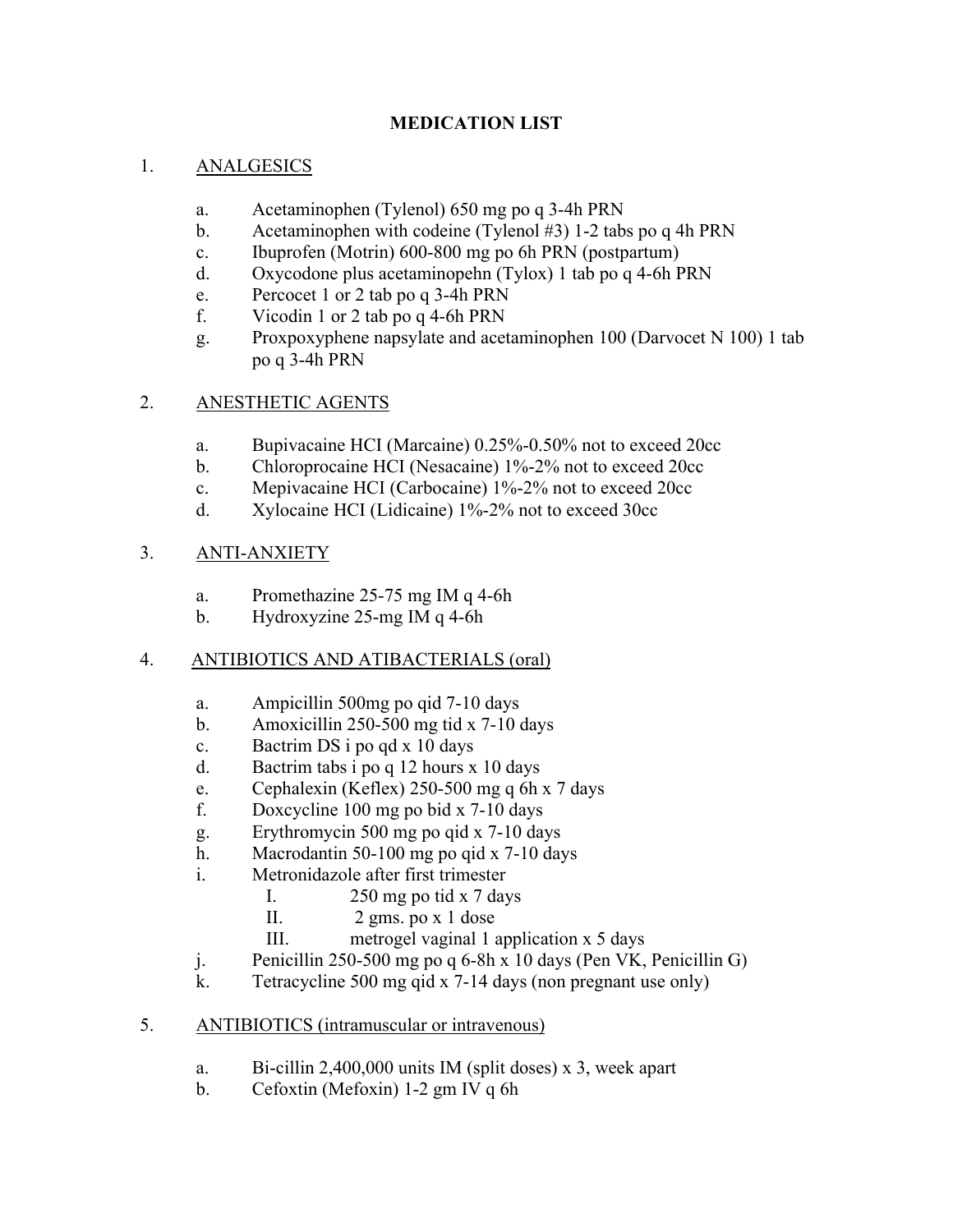# MEDICATION LIST

1. ANALGESICS

   a. Acetaminophen (Tylenol) 650 mg po q 3-4h PRN
   b. Acetaminophen with codeine (Tylenol #3) 1-2 tabs po q 4h PRN
   c. Ibuprofen (Motrin) 600-800 mg po 6h PRN (postpartum)
   d. Oxycodone plus acetaminopehn (Tylox) 1 tab po q 4-6h PRN
   e. Percocet 1 or 2 tab po q 3-4h PRN
   f. Vicodin 1 or 2 tab po q 4-6h PRN
   g. Proxpoxyphene napsylate and acetaminophen 100 (Darvocet N 100) 1 tab po q 3-4h PRN

2. ANESTHETIC AGENTS

   a. Bupivacaine HCI (Marcaine) 0.25%-0.50% not to exceed 20cc
   b. Chloroprocaine HCI (Nesacaine) 1%-2% not to exceed 20cc
   c. Mepivacaine HCI (Carbocaine) 1%-2% not to exceed 20cc
   d. Xylocaine HCI (Lidicaine) 1%-2% not to exceed 30cc

3. ANTI-ANXIETY

   a. Promethazine 25-75 mg IM q 4-6h
   b. Hydroxyzine 25-mg IM q 4-6h

4. ANTIBIOTICS AND ATIBACTERIALS (oral)

   a. Ampicillin 500mg po qid 7-10 days
   b. Amoxicillin 250-500 mg tid x 7-10 days
   c. Bactrim DS i po qd x 10 days
   d. Bactrim tabs i po q 12 hours x 10 days
   e. Cephalexin (Keflex) 250-500 mg q 6h x 7 days
   f. Doxcycline 100 mg po bid x 7-10 days
   g. Erythromycin 500 mg po qid x 7-10 days
   h. Macrodantin 50-100 mg po qid x 7-10 days
   i. Metronidazole after first trimester
      I. 250 mg po tid x 7 days
      II. 2 gms. po x 1 dose
      III. metrogel vaginal 1 application x 5 days
   j. Penicillin 250-500 mg po q 6-8h x 10 days (Pen VK, Penicillin G)
   k. Tetracycline 500 mg qid x 7-14 days (non pregnant use only)

5. ANTIBIOTICS (intramuscular or intravenous)

   a. Bi-cillin 2,400,000 units IM (split doses) x 3, week apart
   b. Cefoxtin (Mefoxin) 1-2 gm IV q 6h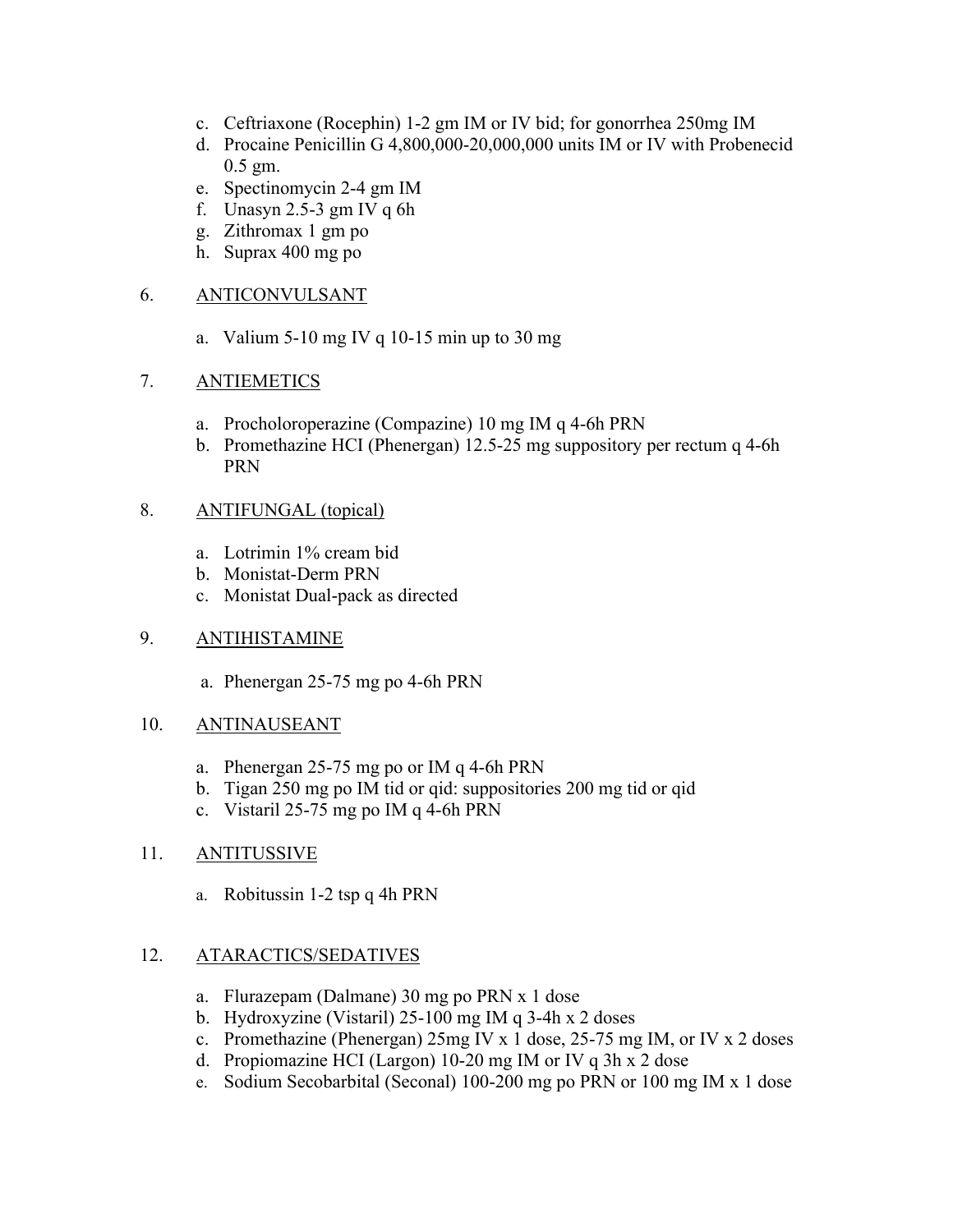c. Ceftriaxone (Rocephin) 1-2 gm IM or IV bid; for gonorrhea 250mg IM
d. Procaine Penicillin G 4,800,000-20,000,000 units IM or IV with Probenecid 0.5 gm.
e. Spectinomycin 2-4 gm IM
f. Unasyn 2.5-3 gm IV q 6h
g. Zithromax 1 gm po
h. Suprax 400 mg po

6. ANTICONVULSANT

a. Valium 5-10 mg IV q 10-15 min up to 30 mg

7. ANTIEMETICS

a. Procholoroperazine (Compazine) 10 mg IM q 4-6h PRN
b. Promethazine HCI (Phenergan) 12.5-25 mg suppository per rectum q 4-6h PRN

8. ANTIFUNGAL (topical)

a. Lotrimin 1% cream bid
b. Monistat-Derm PRN
c. Monistat Dual-pack as directed

9. ANTIHISTAMINE

a. Phenergan 25-75 mg po 4-6h PRN

10. ANTINAUSEANT

a. Phenergan 25-75 mg po or IM q 4-6h PRN
b. Tigan 250 mg po IM tid or qid: suppositories 200 mg tid or qid
c. Vistaril 25-75 mg po IM q 4-6h PRN

11. ANTITUSSIVE

a. Robitussin 1-2 tsp q 4h PRN

12. ATARACTICS/SEDATIVES

a. Flurazepam (Dalmane) 30 mg po PRN x 1 dose
b. Hydroxyzine (Vistaril) 25-100 mg IM q 3-4h x 2 doses
c. Promethazine (Phenergan) 25mg IV x 1 dose, 25-75 mg IM, or IV x 2 doses
d. Propiomazine HCI (Largon) 10-20 mg IM or IV q 3h x 2 dose
e. Sodium Secobarbital (Seconal) 100-200 mg po PRN or 100 mg IM x 1 dose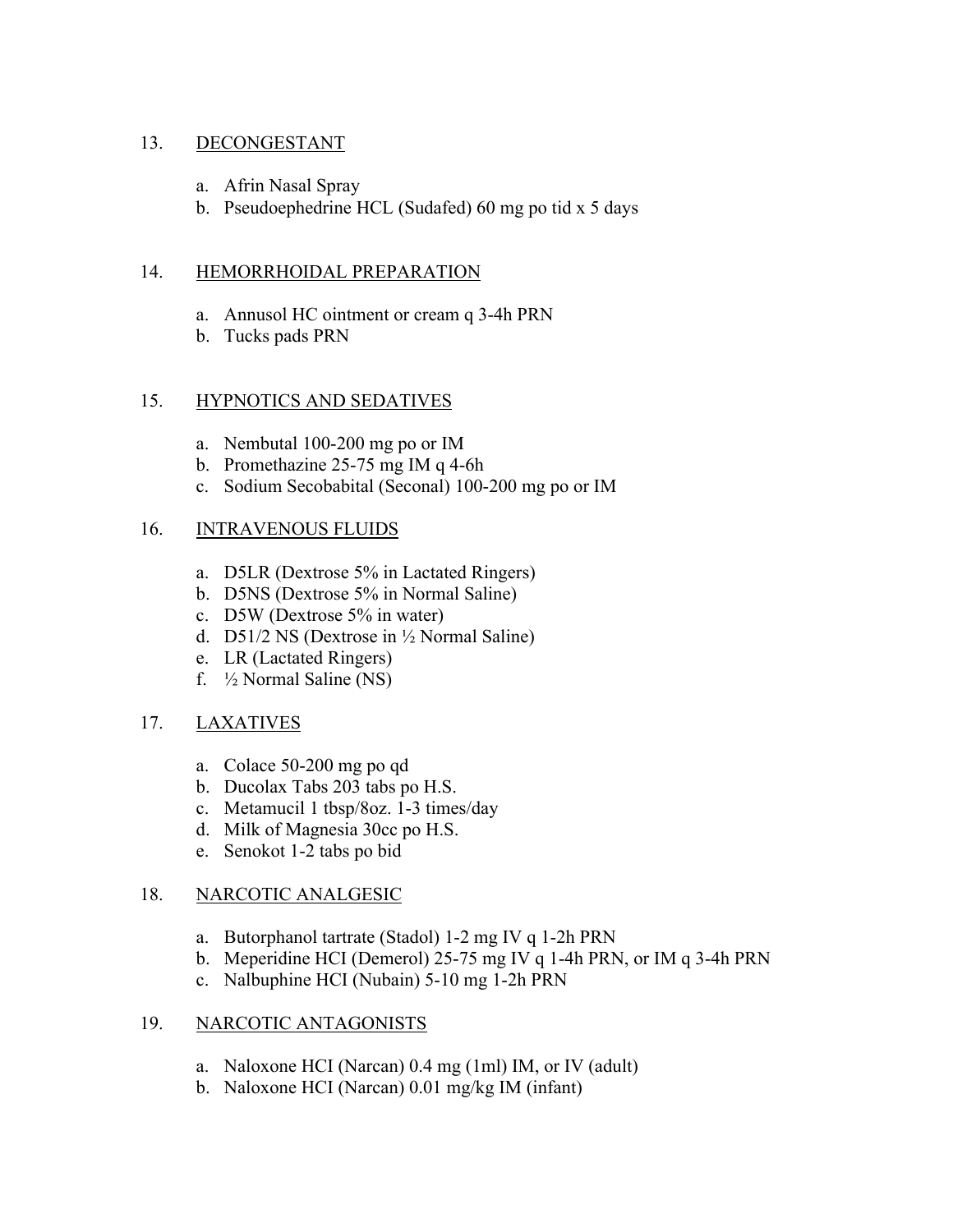13. DECONGESTANT

   a. Afrin Nasal Spray
   b. Pseudoephedrine HCL (Sudafed) 60 mg po tid x 5 days

14. HEMORRHOIDAL PREPARATION

   a. Annusol HC ointment or cream q 3-4h PRN
   b. Tucks pads PRN

15. HYPNOTICS AND SEDATIVES

   a. Nembutal 100-200 mg po or IM
   b. Promethazine 25-75 mg IM q 4-6h
   c. Sodium Secobabital (Seconal) 100-200 mg po or IM

16. INTRAVENOUS FLUIDS

   a. D5LR (Dextrose 5% in Lactated Ringers)
   b. D5NS (Dextrose 5% in Normal Saline)
   c. D5W (Dextrose 5% in water)
   d. D51/2 NS (Dextrose in ½ Normal Saline)
   e. LR (Lactated Ringers)
   f. ½ Normal Saline (NS)

17. LAXATIVES

   a. Colace 50-200 mg po qd
   b. Ducolax Tabs 203 tabs po H.S.
   c. Metamucil 1 tbsp/8oz. 1-3 times/day
   d. Milk of Magnesia 30cc po H.S.
   e. Senokot 1-2 tabs po bid

18. NARCOTIC ANALGESIC

   a. Butorphanol tartrate (Stadol) 1-2 mg IV q 1-2h PRN
   b. Meperidine HCI (Demerol) 25-75 mg IV q 1-4h PRN, or IM q 3-4h PRN
   c. Nalbuphine HCI (Nubain) 5-10 mg 1-2h PRN

19. NARCOTIC ANTAGONISTS

   a. Naloxone HCI (Narcan) 0.4 mg (1ml) IM, or IV (adult)
   b. Naloxone HCI (Narcan) 0.01 mg/kg IM (infant)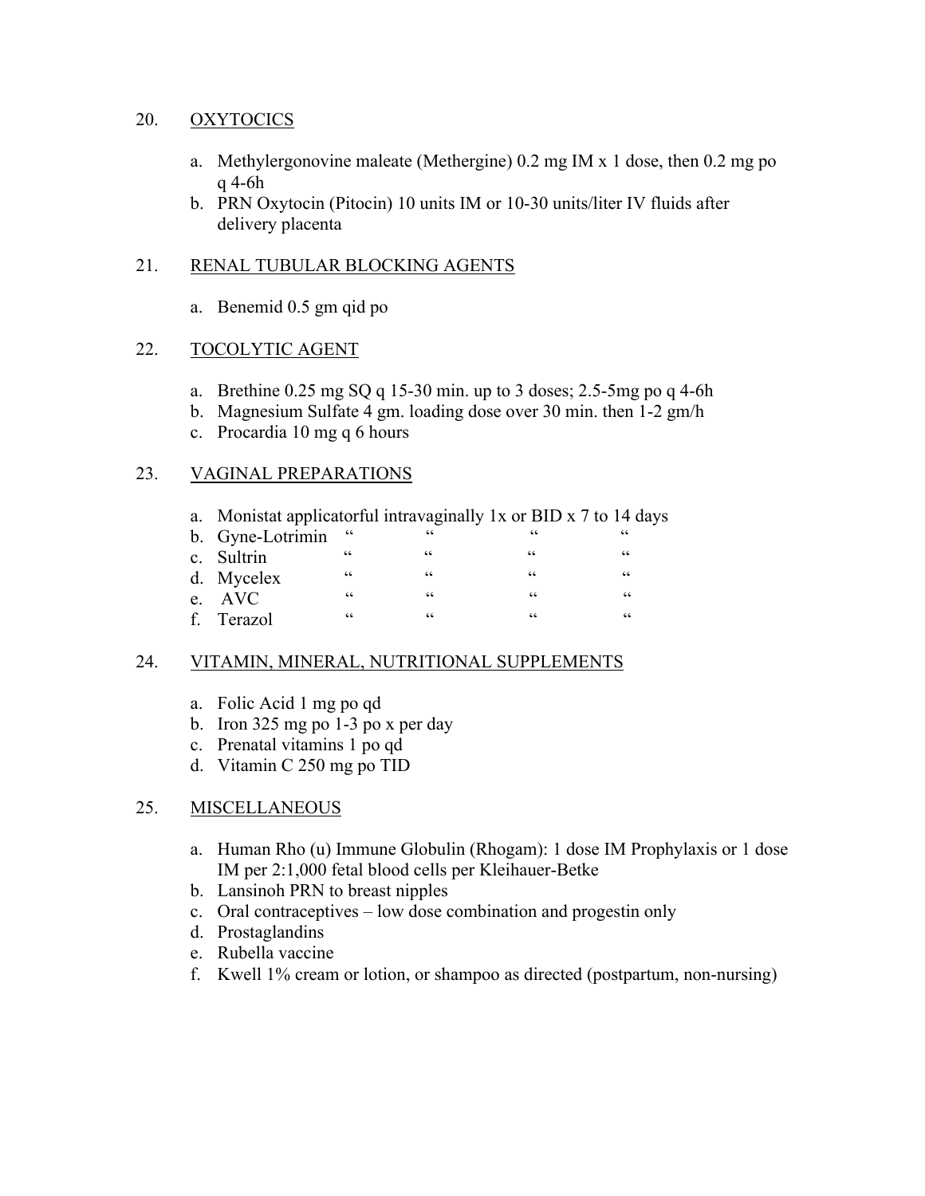20. OXYTOCICS

   a. Methylergonovine maleate (Methergine) 0.2 mg IM x 1 dose, then 0.2 mg po q 4-6h
   b. PRN Oxytocin (Pitocin) 10 units IM or 10-30 units/liter IV fluids after delivery placenta

21. RENAL TUBULAR BLOCKING AGENTS

   a. Benemid 0.5 gm qid po

22. TOCOLYTIC AGENT

   a. Brethine 0.25 mg SQ q 15-30 min. up to 3 doses; 2.5-5mg po q 4-6h
   b. Magnesium Sulfate 4 gm. loading dose over 30 min. then 1-2 gm/h
   c. Procardia 10 mg q 6 hours

23. VAGINAL PREPARATIONS

   a. Monistat applicatorful intravaginally 1x or BID x 7 to 14 days
   b. Gyne-Lotrimin " " " "
   c. Sultrin " " " "
   d. Mycelex " " " "
   e. AVC " " " "
   f. Terazol " " " "

24. VITAMIN, MINERAL, NUTRITIONAL SUPPLEMENTS

   a. Folic Acid 1 mg po qd
   b. Iron 325 mg po 1-3 po x per day
   c. Prenatal vitamins 1 po qd
   d. Vitamin C 250 mg po TID

25. MISCELLANEOUS

   a. Human Rho (u) Immune Globulin (Rhogam): 1 dose IM Prophylaxis or 1 dose IM per 2:1,000 fetal blood cells per Kleihauer-Betke
   b. Lansinoh PRN to breast nipples
   c. Oral contraceptives – low dose combination and progestin only
   d. Prostaglandins
   e. Rubella vaccine
   f. Kwell 1% cream or lotion, or shampoo as directed (postpartum, non-nursing)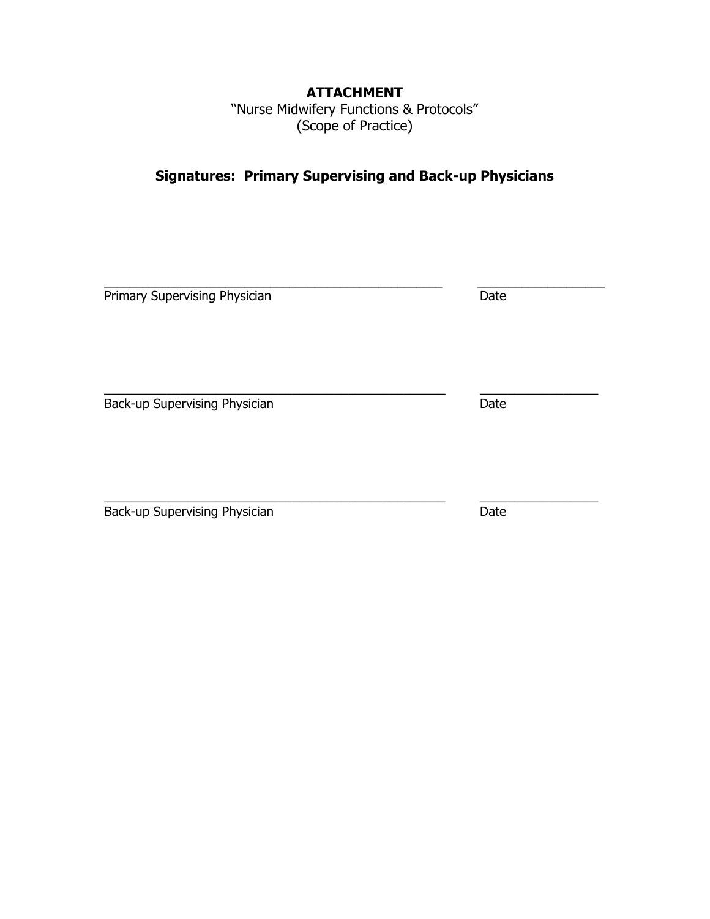**ATTACHMENT**
"Nurse Midwifery Functions & Protocols"
(Scope of Practice)

## Signatures: Primary Supervising and Back-up Physicians

\_\_\_\_\_\_\_\_\_\_\_\_\_\_\_\_\_\_\_\_\_\_\_\_\_\_\_\_\_\_\_\_\_\_\_\_\_\_\_\_\_\_\_\_\_\_\_\_ \_\_\_\_\_\_\_\_\_\_\_\_\_\_\_\_\_\_\_
Primary Supervising Physician Date

\_\_\_\_\_\_\_\_\_\_\_\_\_\_\_\_\_\_\_\_\_\_\_\_\_\_\_\_\_\_\_\_\_\_\_\_\_\_\_\_\_\_\_\_\_\_\_\_ \_\_\_\_\_\_\_\_\_\_\_\_\_\_\_\_\_\_\_
Back-up Supervising Physician Date

\_\_\_\_\_\_\_\_\_\_\_\_\_\_\_\_\_\_\_\_\_\_\_\_\_\_\_\_\_\_\_\_\_\_\_\_\_\_\_\_\_\_\_\_\_\_\_\_ \_\_\_\_\_\_\_\_\_\_\_\_\_\_\_\_\_\_\_
Back-up Supervising Physician Date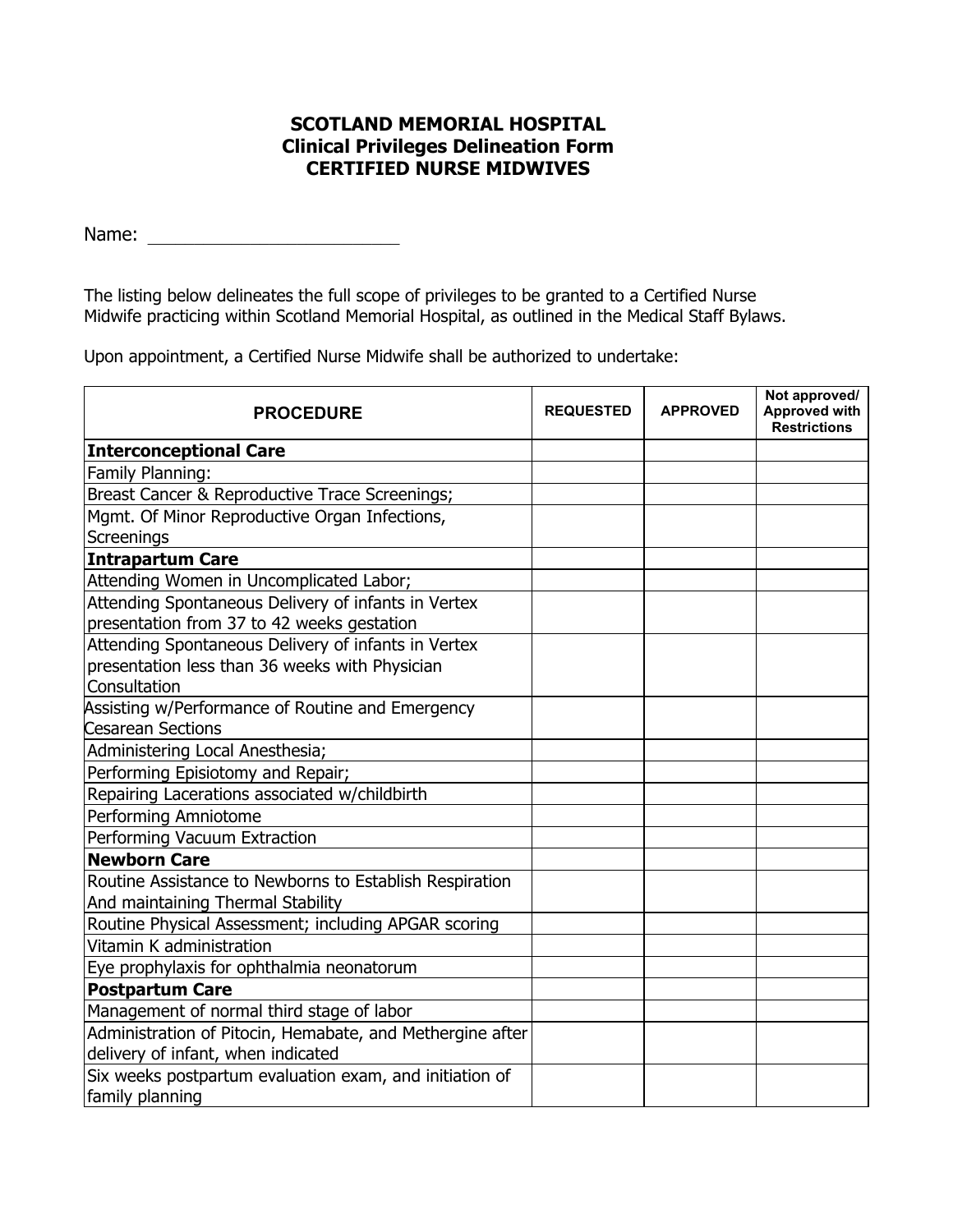**SCOTLAND MEMORIAL HOSPITAL**
**Clinical Privileges Delineation Form**
**CERTIFIED NURSE MIDWIVES**

Name: ________________________

The listing below delineates the full scope of privileges to be granted to a Certified Nurse Midwife practicing within Scotland Memorial Hospital, as outlined in the Medical Staff Bylaws.

Upon appointment, a Certified Nurse Midwife shall be authorized to undertake:

| PROCEDURE | REQUESTED | APPROVED | Not approved/ Approved with Restrictions |
|---|---|---|---|
| **Interconceptional Care** | | | |
| Family Planning: | | | |
| Breast Cancer & Reproductive Trace Screenings; | | | |
| Mgmt. Of Minor Reproductive Organ Infections, Screenings | | | |
| **Intrapartum Care** | | | |
| Attending Women in Uncomplicated Labor; | | | |
| Attending Spontaneous Delivery of infants in Vertex presentation from 37 to 42 weeks gestation | | | |
| Attending Spontaneous Delivery of infants in Vertex presentation less than 36 weeks with Physician Consultation | | | |
| Assisting w/Performance of Routine and Emergency Cesarean Sections | | | |
| Administering Local Anesthesia; | | | |
| Performing Episiotomy and Repair; | | | |
| Repairing Lacerations associated w/childbirth | | | |
| Performing Amniotome | | | |
| Performing Vacuum Extraction | | | |
| **Newborn Care** | | | |
| Routine Assistance to Newborns to Establish Respiration And maintaining Thermal Stability | | | |
| Routine Physical Assessment; including APGAR scoring | | | |
| Vitamin K administration | | | |
| Eye prophylaxis for ophthalmia neonatorum | | | |
| **Postpartum Care** | | | |
| Management of normal third stage of labor | | | |
| Administration of Pitocin, Hemabate, and Methergine after delivery of infant, when indicated | | | |
| Six weeks postpartum evaluation exam, and initiation of family planning | | | |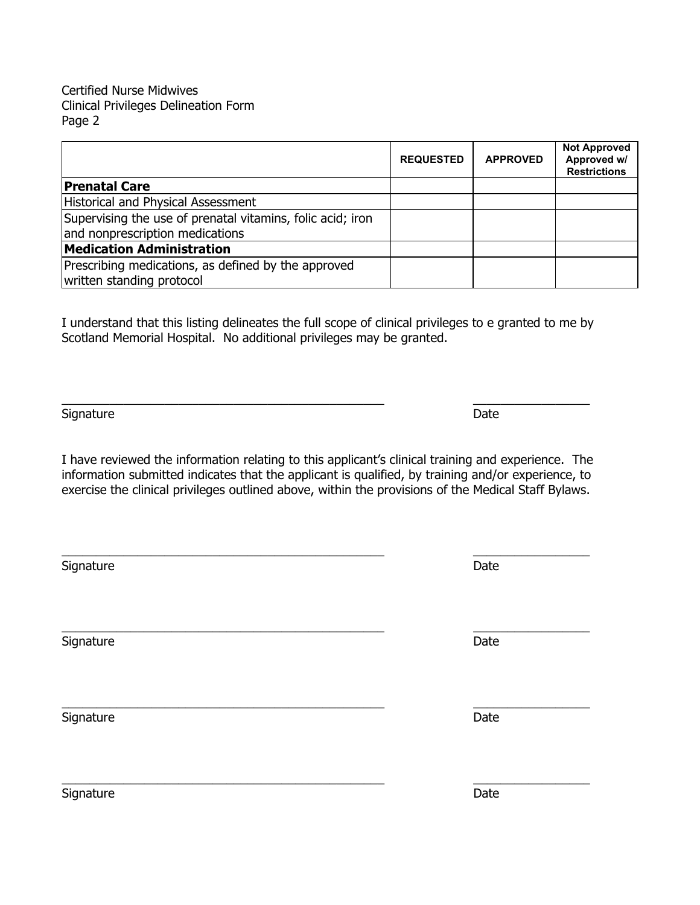Certified Nurse Midwives
Clinical Privileges Delineation Form
Page 2

| | REQUESTED | APPROVED | Not Approved Approved w/ Restrictions |
|---|---|---|---|
| **Prenatal Care** | | | |
| Historical and Physical Assessment | | | |
| Supervising the use of prenatal vitamins, folic acid; iron and nonprescription medications | | | |
| **Medication Administration** | | | |
| Prescribing medications, as defined by the approved written standing protocol | | | |

I understand that this listing delineates the full scope of clinical privileges to e granted to me by Scotland Memorial Hospital. No additional privileges may be granted.

_______________________________________________ _________________

Signature Date

I have reviewed the information relating to this applicant's clinical training and experience. The information submitted indicates that the applicant is qualified, by training and/or experience, to exercise the clinical privileges outlined above, within the provisions of the Medical Staff Bylaws.

_______________________________________________ _________________

Signature Date

_______________________________________________ _________________

Signature Date

_______________________________________________ _________________

Signature Date

_______________________________________________ _________________

Signature Date